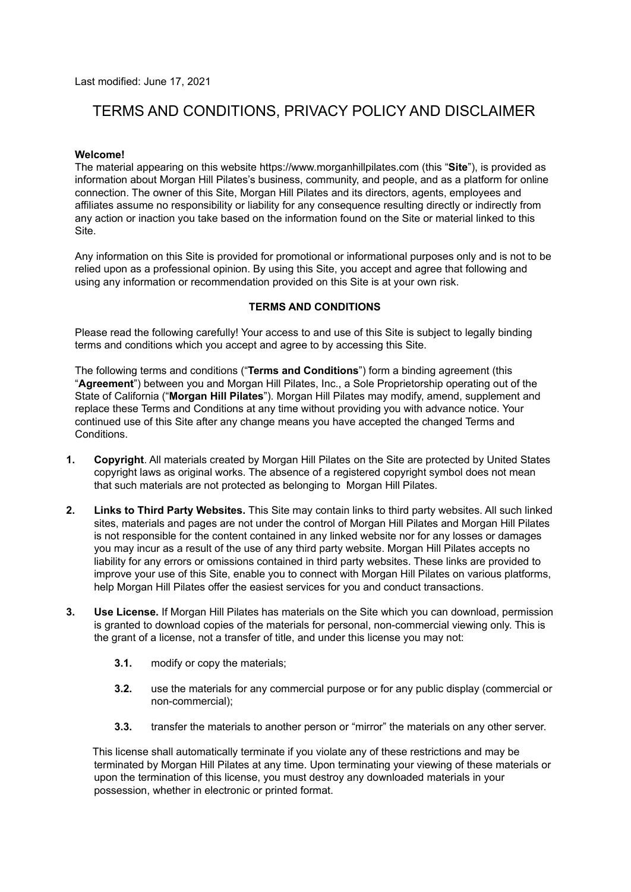Last modified: June 17, 2021

# TERMS AND CONDITIONS, PRIVACY POLICY AND DISCLAIMER

**Welcome!**

The material appearing on this website https://www.morganhillpilates.com (this "**Site**"), is provided as information about Morgan Hill Pilates's business, community, and people, and as a platform for online connection. The owner of this Site, Morgan Hill Pilates and its directors, agents, employees and affiliates assume no responsibility or liability for any consequence resulting directly or indirectly from any action or inaction you take based on the information found on the Site or material linked to this Site.

Any information on this Site is provided for promotional or informational purposes only and is not to be relied upon as a professional opinion. By using this Site, you accept and agree that following and using any information or recommendation provided on this Site is at your own risk.

## TERMS AND CONDITIONS

Please read the following carefully! Your access to and use of this Site is subject to legally binding terms and conditions which you accept and agree to by accessing this Site.

The following terms and conditions ("**Terms and Conditions**") form a binding agreement (this "**Agreement**") between you and Morgan Hill Pilates, Inc., a Sole Proprietorship operating out of the State of California ("**Morgan Hill Pilates**"). Morgan Hill Pilates may modify, amend, supplement and replace these Terms and Conditions at any time without providing you with advance notice. Your continued use of this Site after any change means you have accepted the changed Terms and Conditions.

1. **Copyright**. All materials created by Morgan Hill Pilates on the Site are protected by United States copyright laws as original works. The absence of a registered copyright symbol does not mean that such materials are not protected as belonging to Morgan Hill Pilates.

2. **Links to Third Party Websites.** This Site may contain links to third party websites. All such linked sites, materials and pages are not under the control of Morgan Hill Pilates and Morgan Hill Pilates is not responsible for the content contained in any linked website nor for any losses or damages you may incur as a result of the use of any third party website. Morgan Hill Pilates accepts no liability for any errors or omissions contained in third party websites. These links are provided to improve your use of this Site, enable you to connect with Morgan Hill Pilates on various platforms, help Morgan Hill Pilates offer the easiest services for you and conduct transactions.

3. **Use License.** If Morgan Hill Pilates has materials on the Site which you can download, permission is granted to download copies of the materials for personal, non-commercial viewing only. This is the grant of a license, not a transfer of title, and under this license you may not:

   **3.1.** modify or copy the materials;

   **3.2.** use the materials for any commercial purpose or for any public display (commercial or non-commercial);

   **3.3.** transfer the materials to another person or "mirror" the materials on any other server.

   This license shall automatically terminate if you violate any of these restrictions and may be terminated by Morgan Hill Pilates at any time. Upon terminating your viewing of these materials or upon the termination of this license, you must destroy any downloaded materials in your possession, whether in electronic or printed format.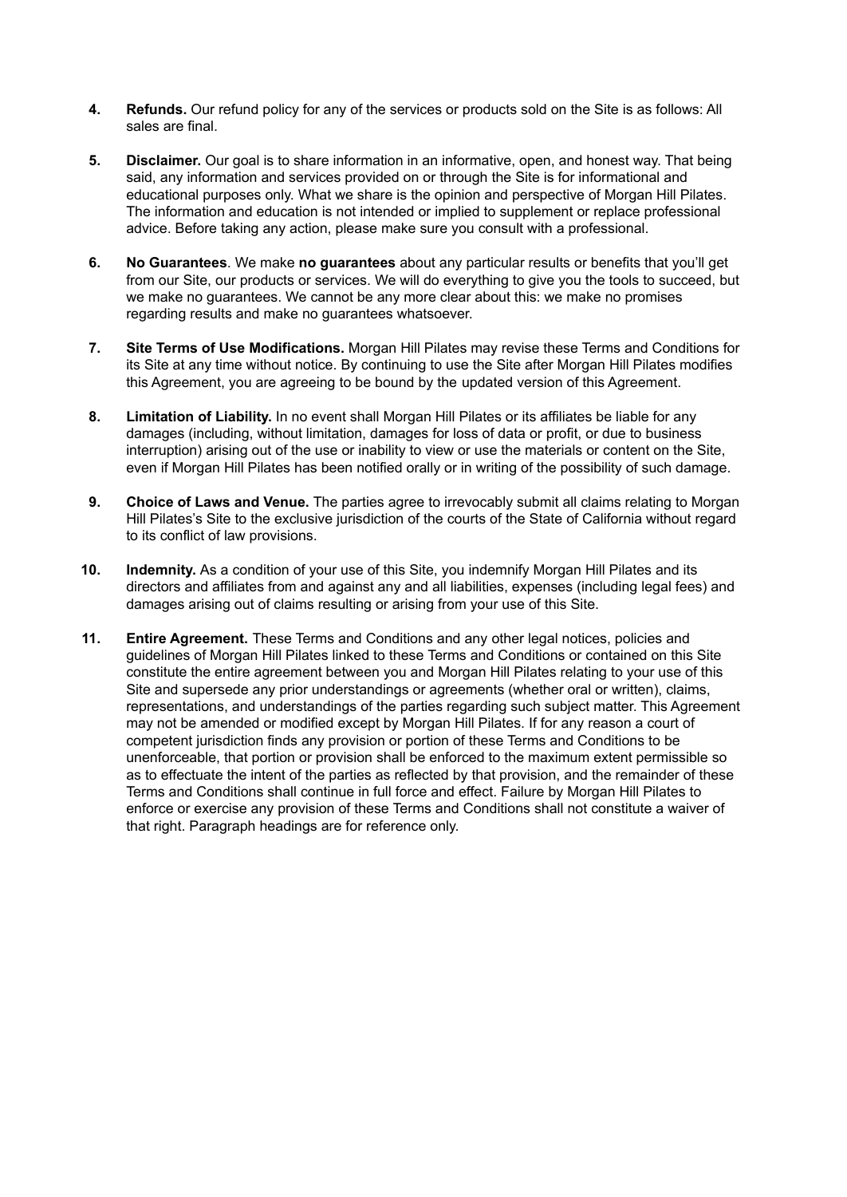4. **Refunds.** Our refund policy for any of the services or products sold on the Site is as follows: All sales are final.

5. **Disclaimer.** Our goal is to share information in an informative, open, and honest way. That being said, any information and services provided on or through the Site is for informational and educational purposes only. What we share is the opinion and perspective of Morgan Hill Pilates. The information and education is not intended or implied to supplement or replace professional advice. Before taking any action, please make sure you consult with a professional.

6. **No Guarantees**. We make **no guarantees** about any particular results or benefits that you'll get from our Site, our products or services. We will do everything to give you the tools to succeed, but we make no guarantees. We cannot be any more clear about this: we make no promises regarding results and make no guarantees whatsoever.

7. **Site Terms of Use Modifications.** Morgan Hill Pilates may revise these Terms and Conditions for its Site at any time without notice. By continuing to use the Site after Morgan Hill Pilates modifies this Agreement, you are agreeing to be bound by the updated version of this Agreement.

8. **Limitation of Liability.** In no event shall Morgan Hill Pilates or its affiliates be liable for any damages (including, without limitation, damages for loss of data or profit, or due to business interruption) arising out of the use or inability to view or use the materials or content on the Site, even if Morgan Hill Pilates has been notified orally or in writing of the possibility of such damage.

9. **Choice of Laws and Venue.** The parties agree to irrevocably submit all claims relating to Morgan Hill Pilates's Site to the exclusive jurisdiction of the courts of the State of California without regard to its conflict of law provisions.

10. **Indemnity.** As a condition of your use of this Site, you indemnify Morgan Hill Pilates and its directors and affiliates from and against any and all liabilities, expenses (including legal fees) and damages arising out of claims resulting or arising from your use of this Site.

11. **Entire Agreement.** These Terms and Conditions and any other legal notices, policies and guidelines of Morgan Hill Pilates linked to these Terms and Conditions or contained on this Site constitute the entire agreement between you and Morgan Hill Pilates relating to your use of this Site and supersede any prior understandings or agreements (whether oral or written), claims, representations, and understandings of the parties regarding such subject matter. This Agreement may not be amended or modified except by Morgan Hill Pilates. If for any reason a court of competent jurisdiction finds any provision or portion of these Terms and Conditions to be unenforceable, that portion or provision shall be enforced to the maximum extent permissible so as to effectuate the intent of the parties as reflected by that provision, and the remainder of these Terms and Conditions shall continue in full force and effect. Failure by Morgan Hill Pilates to enforce or exercise any provision of these Terms and Conditions shall not constitute a waiver of that right. Paragraph headings are for reference only.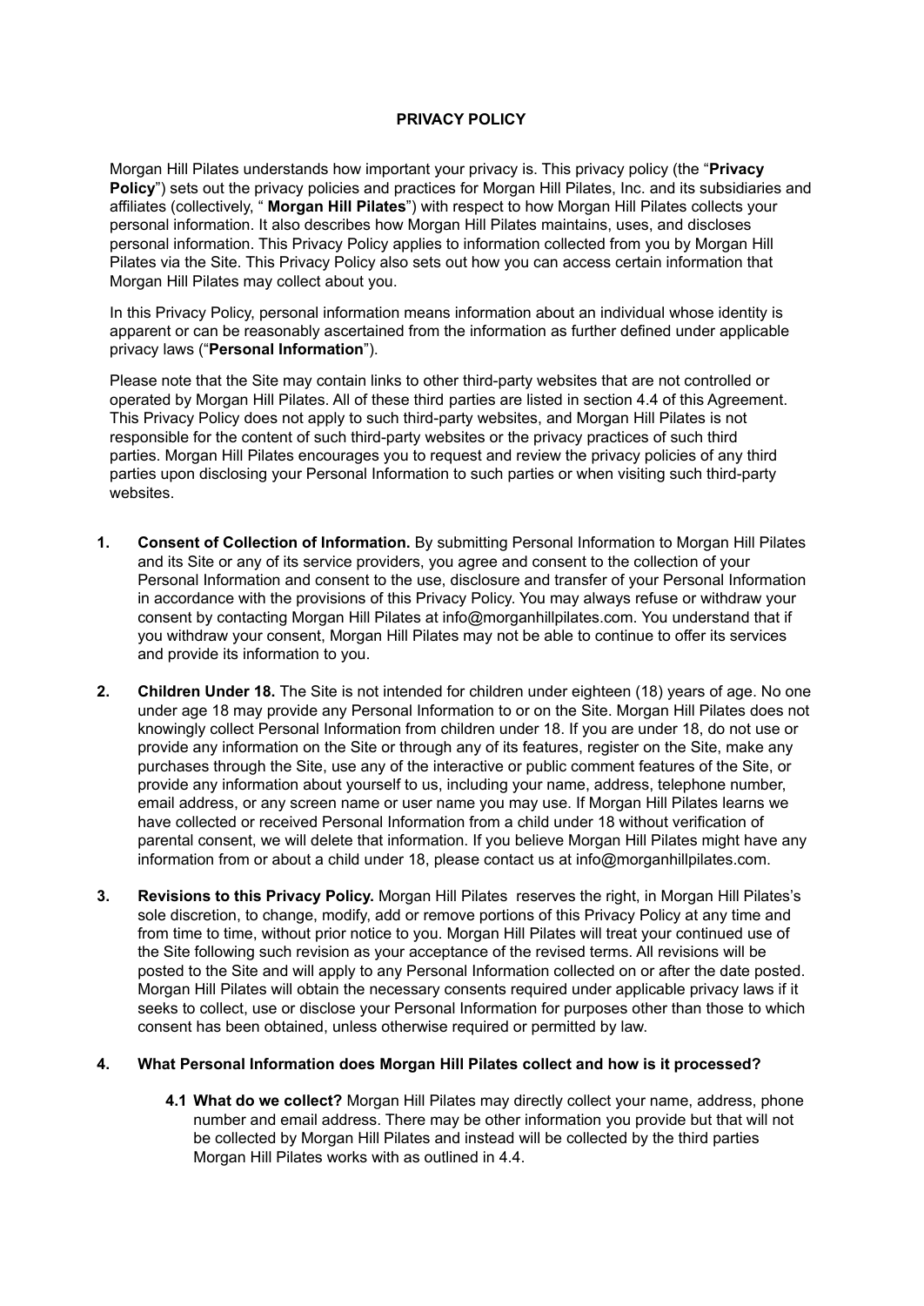# PRIVACY POLICY

Morgan Hill Pilates understands how important your privacy is. This privacy policy (the "**Privacy Policy**") sets out the privacy policies and practices for Morgan Hill Pilates, Inc. and its subsidiaries and affiliates (collectively, " **Morgan Hill Pilates**") with respect to how Morgan Hill Pilates collects your personal information. It also describes how Morgan Hill Pilates maintains, uses, and discloses personal information. This Privacy Policy applies to information collected from you by Morgan Hill Pilates via the Site. This Privacy Policy also sets out how you can access certain information that Morgan Hill Pilates may collect about you.

In this Privacy Policy, personal information means information about an individual whose identity is apparent or can be reasonably ascertained from the information as further defined under applicable privacy laws ("**Personal Information**").

Please note that the Site may contain links to other third-party websites that are not controlled or operated by Morgan Hill Pilates. All of these third parties are listed in section 4.4 of this Agreement. This Privacy Policy does not apply to such third-party websites, and Morgan Hill Pilates is not responsible for the content of such third-party websites or the privacy practices of such third parties. Morgan Hill Pilates encourages you to request and review the privacy policies of any third parties upon disclosing your Personal Information to such parties or when visiting such third-party websites.

1. **Consent of Collection of Information.** By submitting Personal Information to Morgan Hill Pilates and its Site or any of its service providers, you agree and consent to the collection of your Personal Information and consent to the use, disclosure and transfer of your Personal Information in accordance with the provisions of this Privacy Policy. You may always refuse or withdraw your consent by contacting Morgan Hill Pilates at info@morganhillpilates.com. You understand that if you withdraw your consent, Morgan Hill Pilates may not be able to continue to offer its services and provide its information to you.

2. **Children Under 18.** The Site is not intended for children under eighteen (18) years of age. No one under age 18 may provide any Personal Information to or on the Site. Morgan Hill Pilates does not knowingly collect Personal Information from children under 18. If you are under 18, do not use or provide any information on the Site or through any of its features, register on the Site, make any purchases through the Site, use any of the interactive or public comment features of the Site, or provide any information about yourself to us, including your name, address, telephone number, email address, or any screen name or user name you may use. If Morgan Hill Pilates learns we have collected or received Personal Information from a child under 18 without verification of parental consent, we will delete that information. If you believe Morgan Hill Pilates might have any information from or about a child under 18, please contact us at info@morganhillpilates.com.

3. **Revisions to this Privacy Policy.** Morgan Hill Pilates reserves the right, in Morgan Hill Pilates's sole discretion, to change, modify, add or remove portions of this Privacy Policy at any time and from time to time, without prior notice to you. Morgan Hill Pilates will treat your continued use of the Site following such revision as your acceptance of the revised terms. All revisions will be posted to the Site and will apply to any Personal Information collected on or after the date posted. Morgan Hill Pilates will obtain the necessary consents required under applicable privacy laws if it seeks to collect, use or disclose your Personal Information for purposes other than those to which consent has been obtained, unless otherwise required or permitted by law.

4. **What Personal Information does Morgan Hill Pilates collect and how is it processed?**

   **4.1 What do we collect?** Morgan Hill Pilates may directly collect your name, address, phone number and email address. There may be other information you provide but that will not be collected by Morgan Hill Pilates and instead will be collected by the third parties Morgan Hill Pilates works with as outlined in 4.4.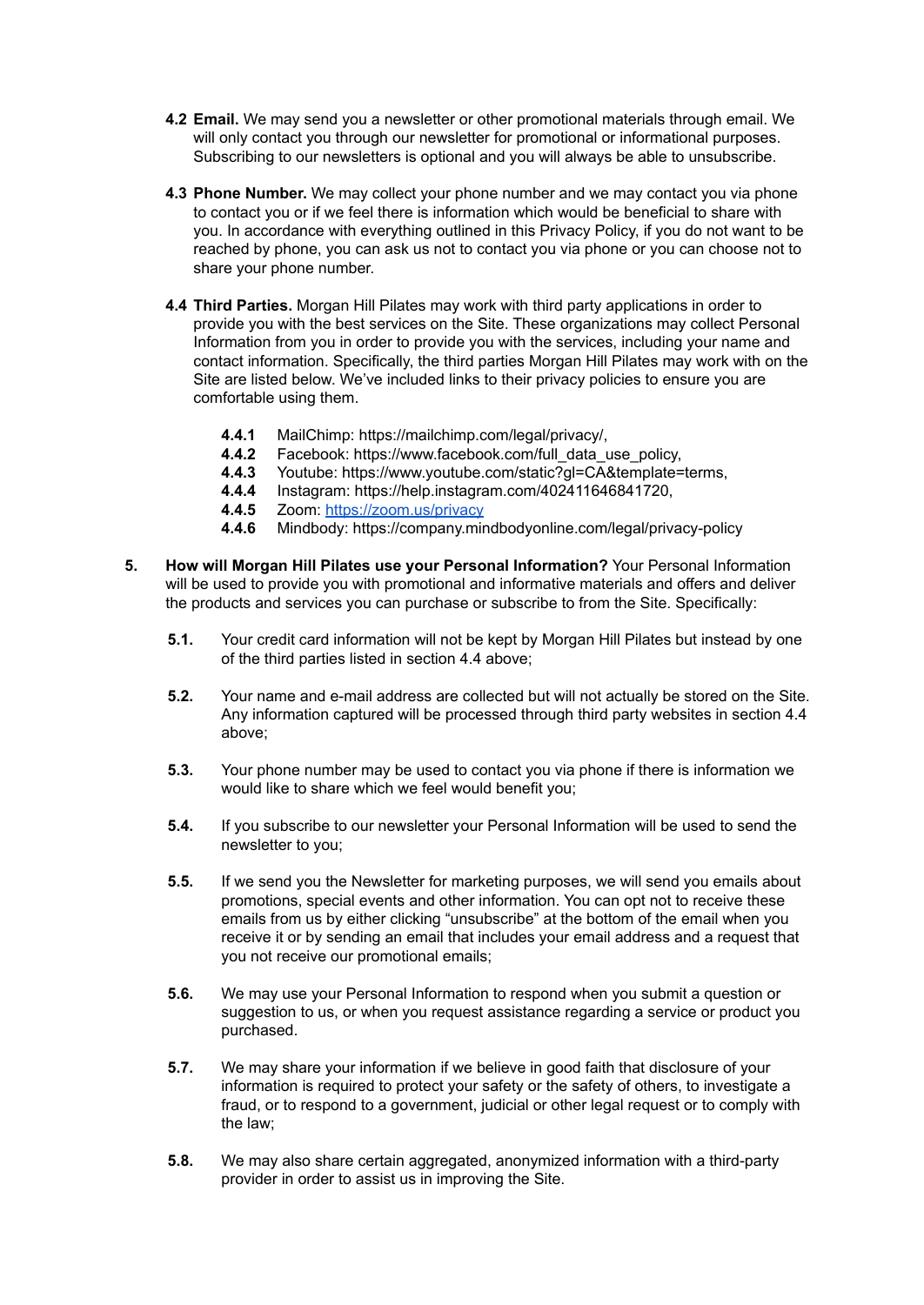**4.2 Email.** We may send you a newsletter or other promotional materials through email. We will only contact you through our newsletter for promotional or informational purposes. Subscribing to our newsletters is optional and you will always be able to unsubscribe.

**4.3 Phone Number.** We may collect your phone number and we may contact you via phone to contact you or if we feel there is information which would be beneficial to share with you. In accordance with everything outlined in this Privacy Policy, if you do not want to be reached by phone, you can ask us not to contact you via phone or you can choose not to share your phone number.

**4.4 Third Parties.** Morgan Hill Pilates may work with third party applications in order to provide you with the best services on the Site. These organizations may collect Personal Information from you in order to provide you with the services, including your name and contact information. Specifically, the third parties Morgan Hill Pilates may work with on the Site are listed below. We've included links to their privacy policies to ensure you are comfortable using them.

- **4.4.1** MailChimp: https://mailchimp.com/legal/privacy/,
- **4.4.2** Facebook: https://www.facebook.com/full_data_use_policy,
- **4.4.3** Youtube: https://www.youtube.com/static?gl=CA&template=terms,
- **4.4.4** Instagram: https://help.instagram.com/402411646841720,
- **4.4.5** Zoom: [https://zoom.us/privacy](https://zoom.us/privacy)
- **4.4.6** Mindbody: https://company.mindbodyonline.com/legal/privacy-policy

**5. How will Morgan Hill Pilates use your Personal Information?** Your Personal Information will be used to provide you with promotional and informative materials and offers and deliver the products and services you can purchase or subscribe to from the Site. Specifically:

**5.1.** Your credit card information will not be kept by Morgan Hill Pilates but instead by one of the third parties listed in section 4.4 above;

**5.2.** Your name and e-mail address are collected but will not actually be stored on the Site. Any information captured will be processed through third party websites in section 4.4 above;

**5.3.** Your phone number may be used to contact you via phone if there is information we would like to share which we feel would benefit you;

**5.4.** If you subscribe to our newsletter your Personal Information will be used to send the newsletter to you;

**5.5.** If we send you the Newsletter for marketing purposes, we will send you emails about promotions, special events and other information. You can opt not to receive these emails from us by either clicking "unsubscribe" at the bottom of the email when you receive it or by sending an email that includes your email address and a request that you not receive our promotional emails;

**5.6.** We may use your Personal Information to respond when you submit a question or suggestion to us, or when you request assistance regarding a service or product you purchased.

**5.7.** We may share your information if we believe in good faith that disclosure of your information is required to protect your safety or the safety of others, to investigate a fraud, or to respond to a government, judicial or other legal request or to comply with the law;

**5.8.** We may also share certain aggregated, anonymized information with a third-party provider in order to assist us in improving the Site.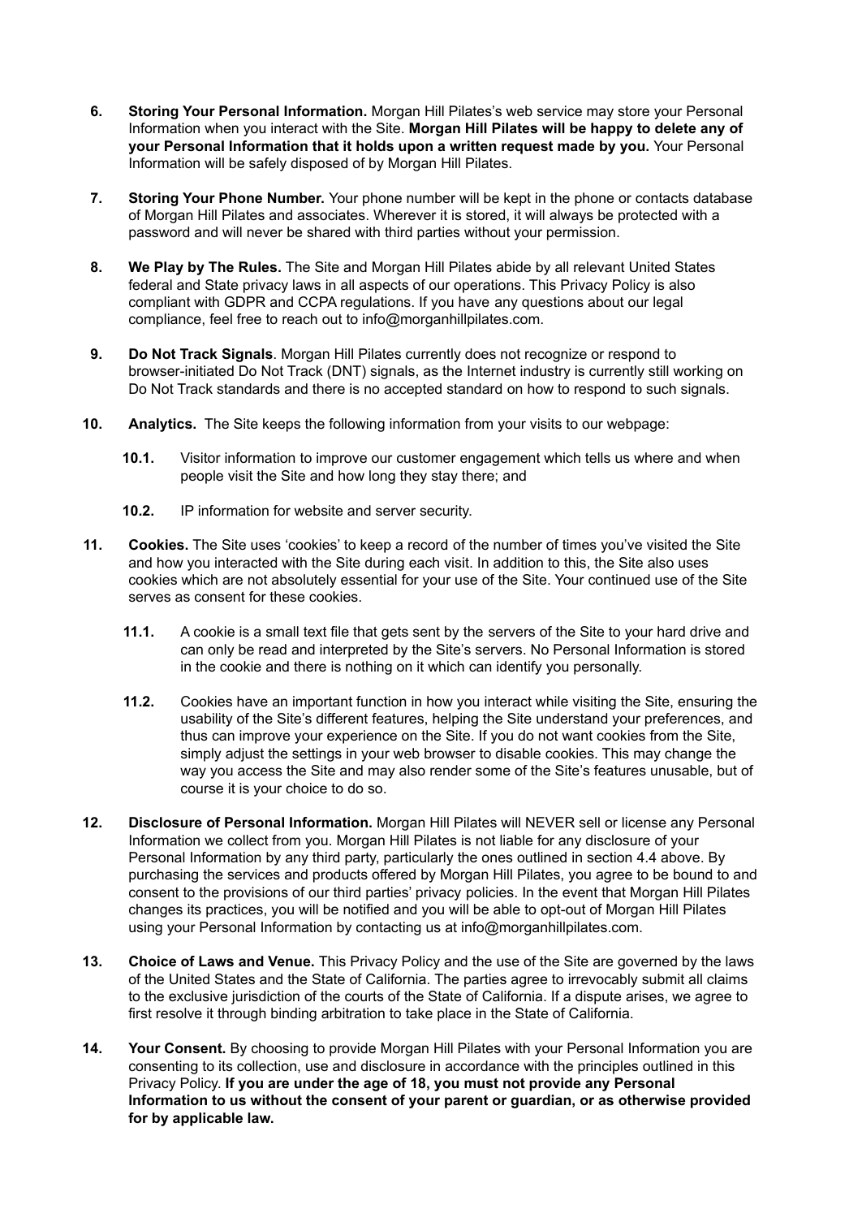6. **Storing Your Personal Information.** Morgan Hill Pilates's web service may store your Personal Information when you interact with the Site. **Morgan Hill Pilates will be happy to delete any of your Personal Information that it holds upon a written request made by you.** Your Personal Information will be safely disposed of by Morgan Hill Pilates.

7. **Storing Your Phone Number.** Your phone number will be kept in the phone or contacts database of Morgan Hill Pilates and associates. Wherever it is stored, it will always be protected with a password and will never be shared with third parties without your permission.

8. **We Play by The Rules.** The Site and Morgan Hill Pilates abide by all relevant United States federal and State privacy laws in all aspects of our operations. This Privacy Policy is also compliant with GDPR and CCPA regulations. If you have any questions about our legal compliance, feel free to reach out to info@morganhillpilates.com.

9. **Do Not Track Signals**. Morgan Hill Pilates currently does not recognize or respond to browser-initiated Do Not Track (DNT) signals, as the Internet industry is currently still working on Do Not Track standards and there is no accepted standard on how to respond to such signals.

10. **Analytics.** The Site keeps the following information from your visits to our webpage:

    **10.1.** Visitor information to improve our customer engagement which tells us where and when people visit the Site and how long they stay there; and

    **10.2.** IP information for website and server security.

11. **Cookies.** The Site uses 'cookies' to keep a record of the number of times you've visited the Site and how you interacted with the Site during each visit. In addition to this, the Site also uses cookies which are not absolutely essential for your use of the Site. Your continued use of the Site serves as consent for these cookies.

    **11.1.** A cookie is a small text file that gets sent by the servers of the Site to your hard drive and can only be read and interpreted by the Site's servers. No Personal Information is stored in the cookie and there is nothing on it which can identify you personally.

    **11.2.** Cookies have an important function in how you interact while visiting the Site, ensuring the usability of the Site's different features, helping the Site understand your preferences, and thus can improve your experience on the Site. If you do not want cookies from the Site, simply adjust the settings in your web browser to disable cookies. This may change the way you access the Site and may also render some of the Site's features unusable, but of course it is your choice to do so.

12. **Disclosure of Personal Information.** Morgan Hill Pilates will NEVER sell or license any Personal Information we collect from you. Morgan Hill Pilates is not liable for any disclosure of your Personal Information by any third party, particularly the ones outlined in section 4.4 above. By purchasing the services and products offered by Morgan Hill Pilates, you agree to be bound to and consent to the provisions of our third parties' privacy policies. In the event that Morgan Hill Pilates changes its practices, you will be notified and you will be able to opt-out of Morgan Hill Pilates using your Personal Information by contacting us at info@morganhillpilates.com.

13. **Choice of Laws and Venue.** This Privacy Policy and the use of the Site are governed by the laws of the United States and the State of California. The parties agree to irrevocably submit all claims to the exclusive jurisdiction of the courts of the State of California. If a dispute arises, we agree to first resolve it through binding arbitration to take place in the State of California.

14. **Your Consent.** By choosing to provide Morgan Hill Pilates with your Personal Information you are consenting to its collection, use and disclosure in accordance with the principles outlined in this Privacy Policy. **If you are under the age of 18, you must not provide any Personal Information to us without the consent of your parent or guardian, or as otherwise provided for by applicable law.**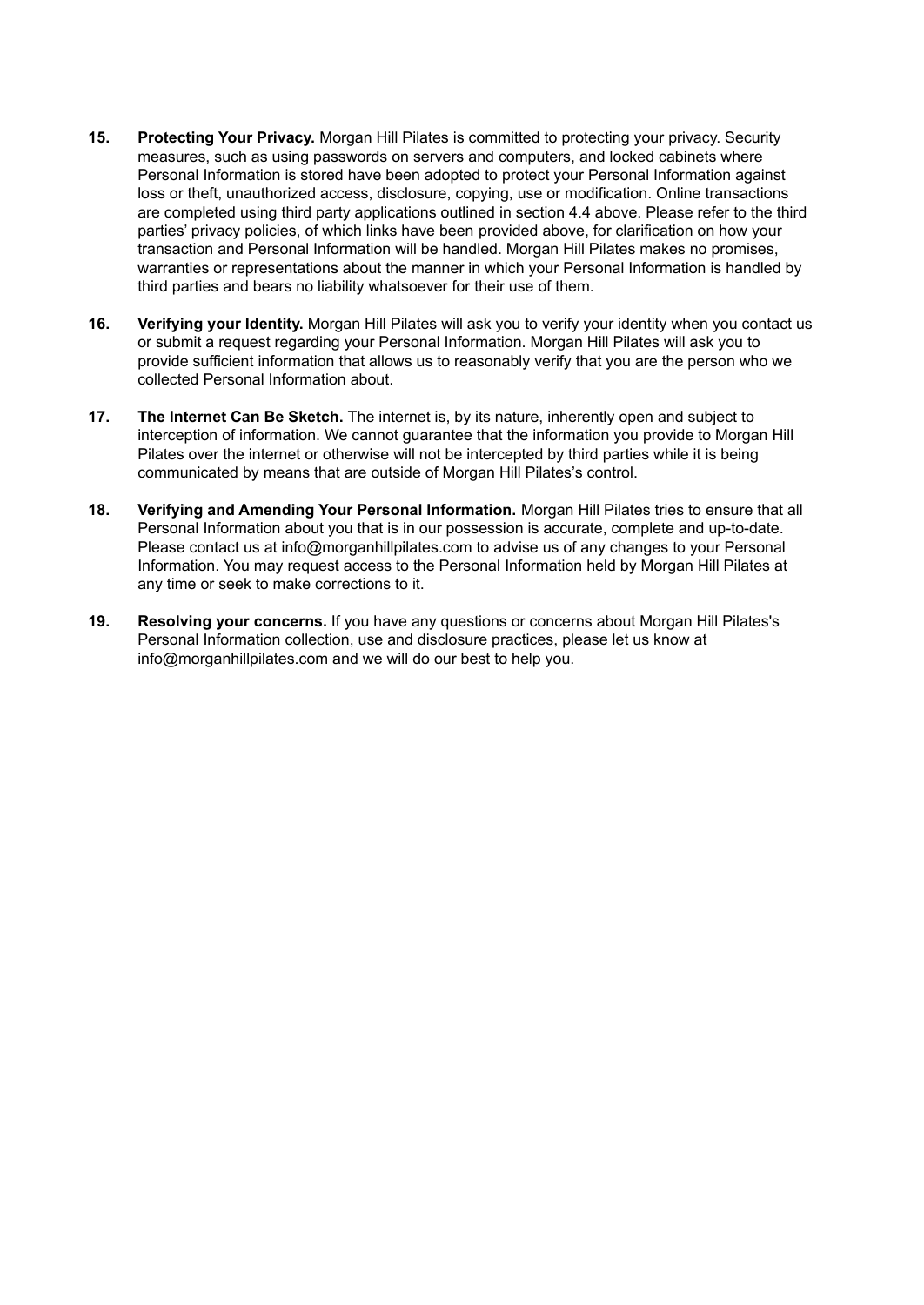15. **Protecting Your Privacy.** Morgan Hill Pilates is committed to protecting your privacy. Security measures, such as using passwords on servers and computers, and locked cabinets where Personal Information is stored have been adopted to protect your Personal Information against loss or theft, unauthorized access, disclosure, copying, use or modification. Online transactions are completed using third party applications outlined in section 4.4 above. Please refer to the third parties' privacy policies, of which links have been provided above, for clarification on how your transaction and Personal Information will be handled. Morgan Hill Pilates makes no promises, warranties or representations about the manner in which your Personal Information is handled by third parties and bears no liability whatsoever for their use of them.

16. **Verifying your Identity.** Morgan Hill Pilates will ask you to verify your identity when you contact us or submit a request regarding your Personal Information. Morgan Hill Pilates will ask you to provide sufficient information that allows us to reasonably verify that you are the person who we collected Personal Information about.

17. **The Internet Can Be Sketch.** The internet is, by its nature, inherently open and subject to interception of information. We cannot guarantee that the information you provide to Morgan Hill Pilates over the internet or otherwise will not be intercepted by third parties while it is being communicated by means that are outside of Morgan Hill Pilates's control.

18. **Verifying and Amending Your Personal Information.** Morgan Hill Pilates tries to ensure that all Personal Information about you that is in our possession is accurate, complete and up-to-date. Please contact us at info@morganhillpilates.com to advise us of any changes to your Personal Information. You may request access to the Personal Information held by Morgan Hill Pilates at any time or seek to make corrections to it.

19. **Resolving your concerns.** If you have any questions or concerns about Morgan Hill Pilates's Personal Information collection, use and disclosure practices, please let us know at info@morganhillpilates.com and we will do our best to help you.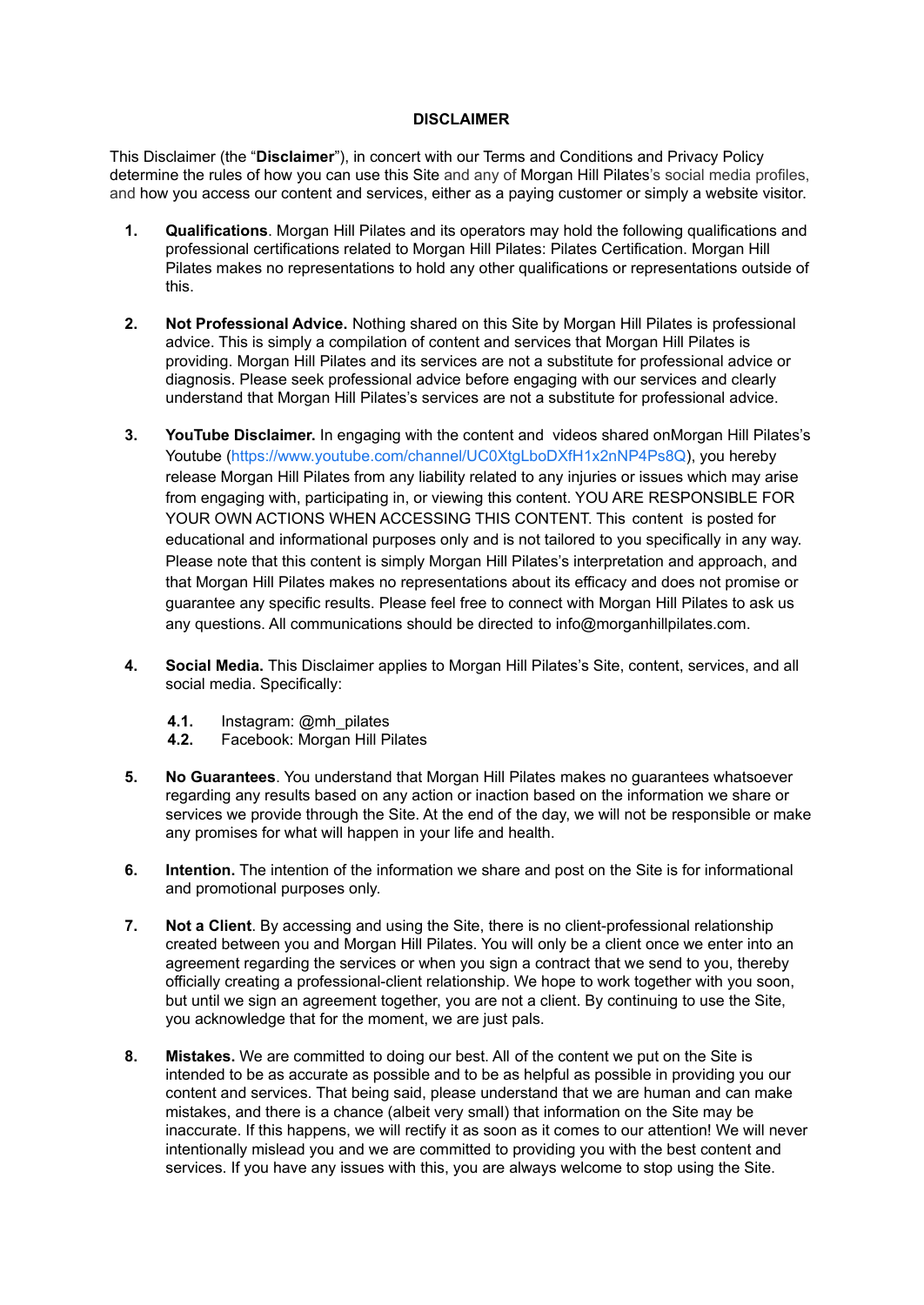**DISCLAIMER**

This Disclaimer (the "**Disclaimer**"), in concert with our Terms and Conditions and Privacy Policy determine the rules of how you can use this Site and any of Morgan Hill Pilates's social media profiles, and how you access our content and services, either as a paying customer or simply a website visitor.

1. **Qualifications**. Morgan Hill Pilates and its operators may hold the following qualifications and professional certifications related to Morgan Hill Pilates: Pilates Certification. Morgan Hill Pilates makes no representations to hold any other qualifications or representations outside of this.

2. **Not Professional Advice.** Nothing shared on this Site by Morgan Hill Pilates is professional advice. This is simply a compilation of content and services that Morgan Hill Pilates is providing. Morgan Hill Pilates and its services are not a substitute for professional advice or diagnosis. Please seek professional advice before engaging with our services and clearly understand that Morgan Hill Pilates's services are not a substitute for professional advice.

3. **YouTube Disclaimer.** In engaging with the content and videos shared onMorgan Hill Pilates's Youtube (https://www.youtube.com/channel/UC0XtgLboDXfH1x2nNP4Ps8Q), you hereby release Morgan Hill Pilates from any liability related to any injuries or issues which may arise from engaging with, participating in, or viewing this content. YOU ARE RESPONSIBLE FOR YOUR OWN ACTIONS WHEN ACCESSING THIS CONTENT. This content is posted for educational and informational purposes only and is not tailored to you specifically in any way. Please note that this content is simply Morgan Hill Pilates's interpretation and approach, and that Morgan Hill Pilates makes no representations about its efficacy and does not promise or guarantee any specific results. Please feel free to connect with Morgan Hill Pilates to ask us any questions. All communications should be directed to info@morganhillpilates.com.

4. **Social Media.** This Disclaimer applies to Morgan Hill Pilates's Site, content, services, and all social media. Specifically:

   **4.1.** Instagram: @mh_pilates
   **4.2.** Facebook: Morgan Hill Pilates

5. **No Guarantees**. You understand that Morgan Hill Pilates makes no guarantees whatsoever regarding any results based on any action or inaction based on the information we share or services we provide through the Site. At the end of the day, we will not be responsible or make any promises for what will happen in your life and health.

6. **Intention.** The intention of the information we share and post on the Site is for informational and promotional purposes only.

7. **Not a Client**. By accessing and using the Site, there is no client-professional relationship created between you and Morgan Hill Pilates. You will only be a client once we enter into an agreement regarding the services or when you sign a contract that we send to you, thereby officially creating a professional-client relationship. We hope to work together with you soon, but until we sign an agreement together, you are not a client. By continuing to use the Site, you acknowledge that for the moment, we are just pals.

8. **Mistakes.** We are committed to doing our best. All of the content we put on the Site is intended to be as accurate as possible and to be as helpful as possible in providing you our content and services. That being said, please understand that we are human and can make mistakes, and there is a chance (albeit very small) that information on the Site may be inaccurate. If this happens, we will rectify it as soon as it comes to our attention! We will never intentionally mislead you and we are committed to providing you with the best content and services. If you have any issues with this, you are always welcome to stop using the Site.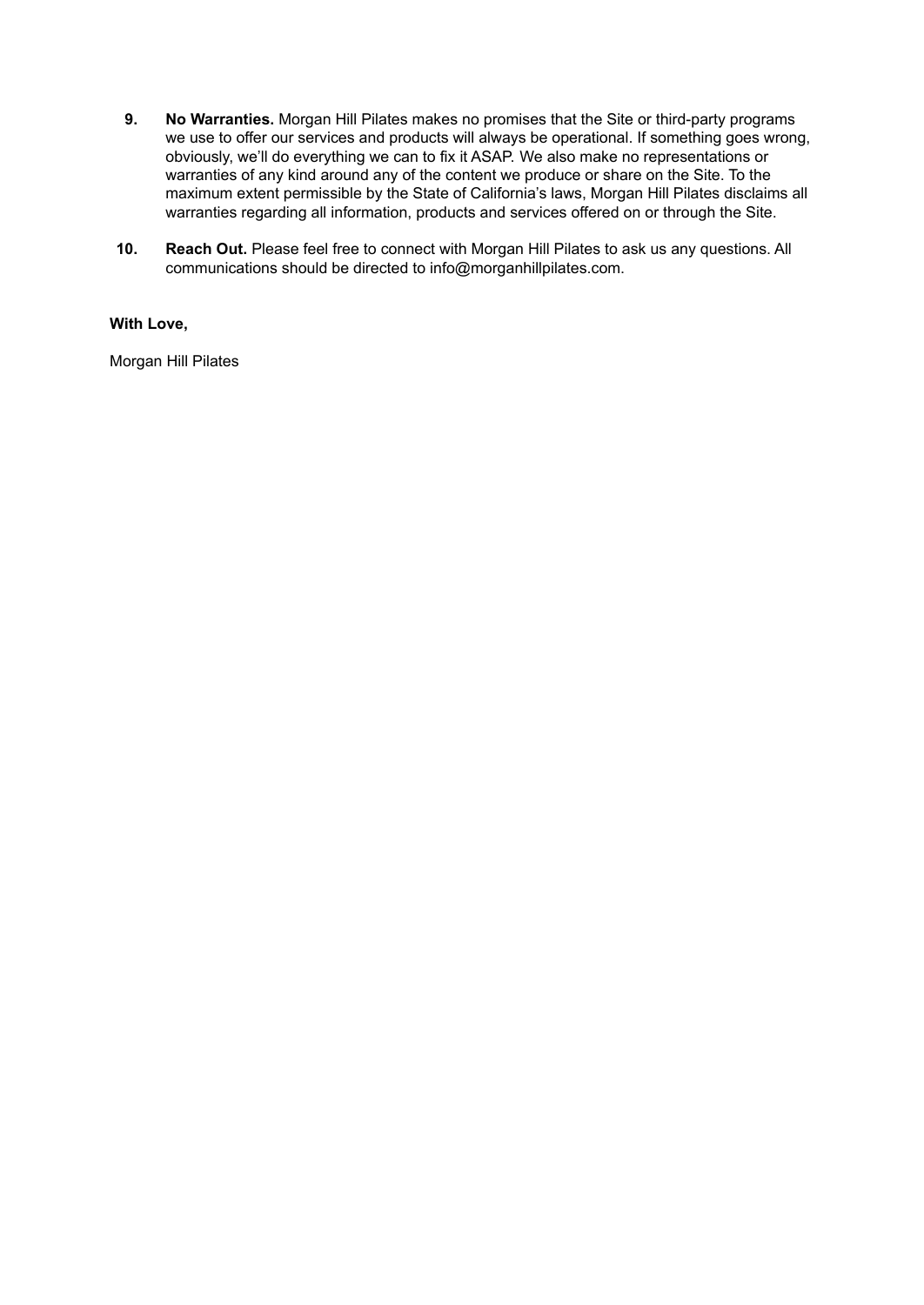9. **No Warranties.** Morgan Hill Pilates makes no promises that the Site or third-party programs we use to offer our services and products will always be operational. If something goes wrong, obviously, we'll do everything we can to fix it ASAP. We also make no representations or warranties of any kind around any of the content we produce or share on the Site. To the maximum extent permissible by the State of California's laws, Morgan Hill Pilates disclaims all warranties regarding all information, products and services offered on or through the Site.

10. **Reach Out.** Please feel free to connect with Morgan Hill Pilates to ask us any questions. All communications should be directed to info@morganhillpilates.com.

**With Love,**

Morgan Hill Pilates